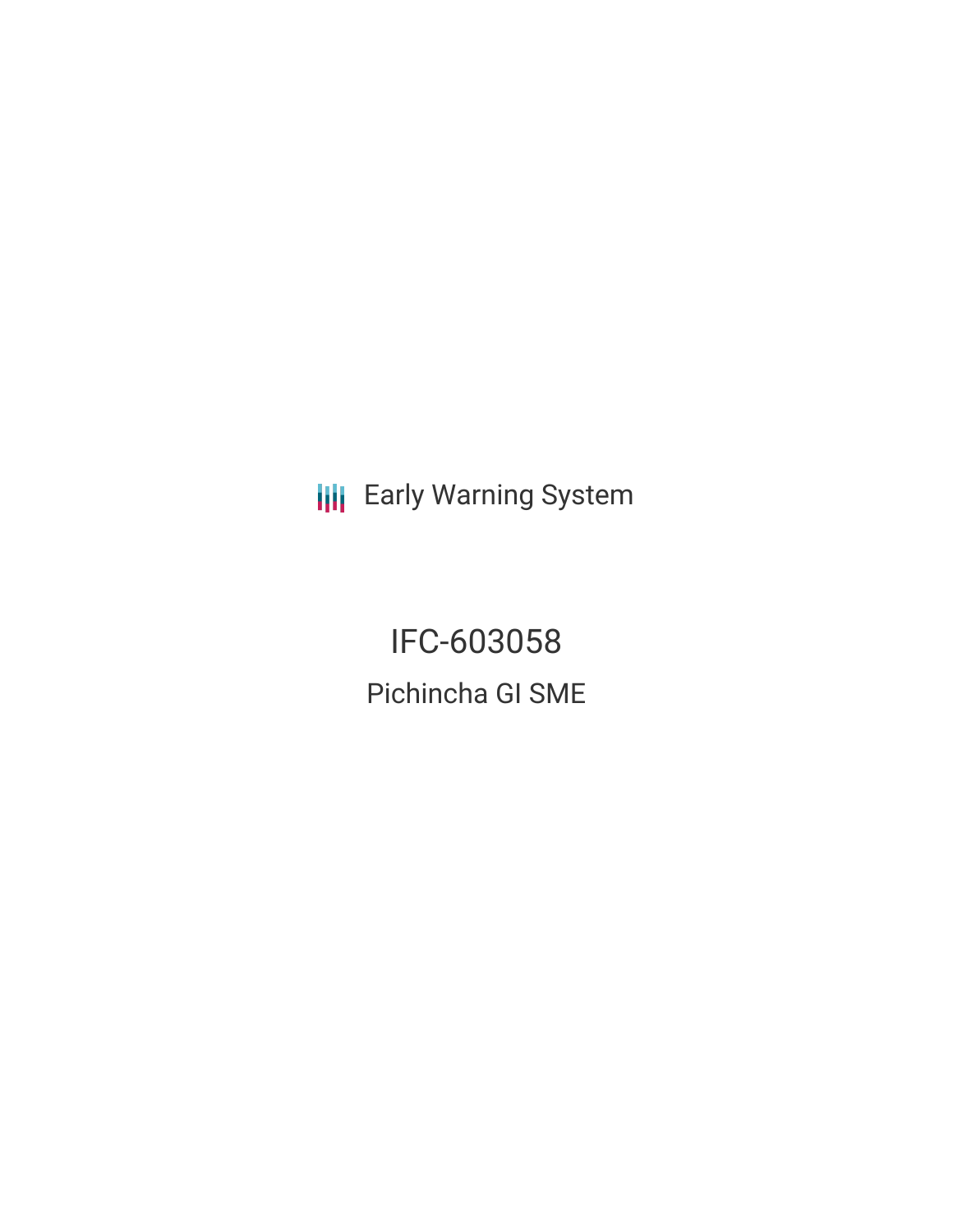Early Warning System

# IFC-603058

## Pichincha GI SME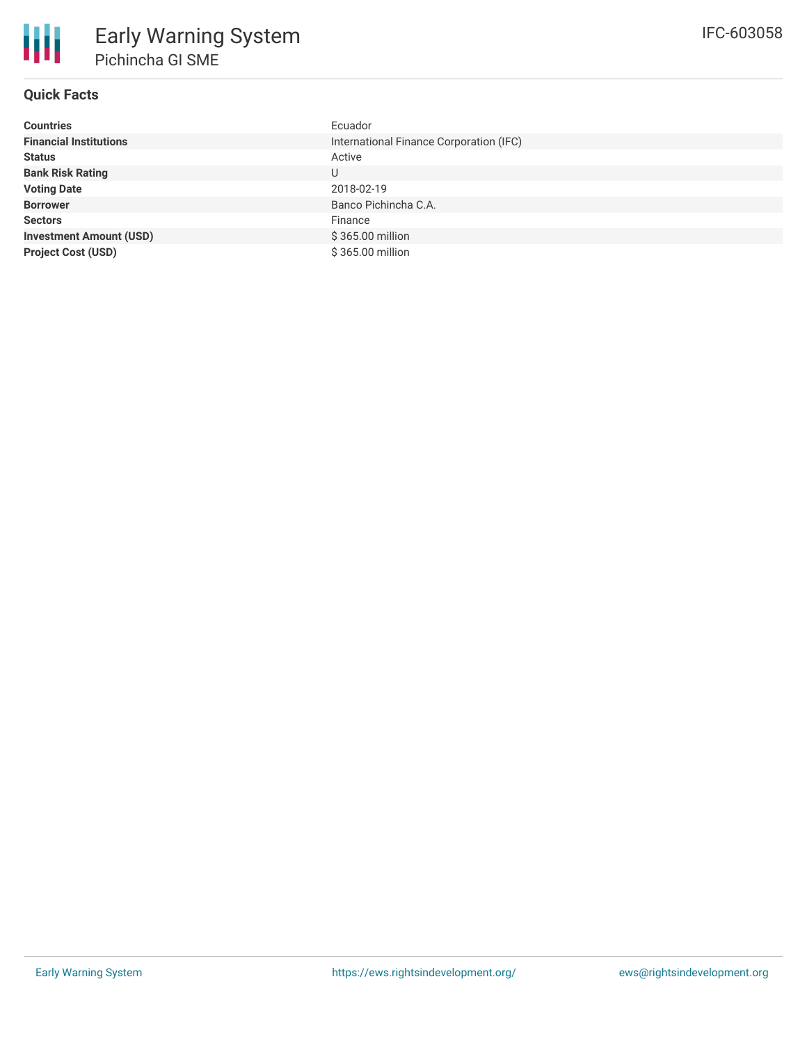# Early Warning System

## Pichincha GI SME

IFC-603058

### Quick Facts

| | |
|---|---|
| **Countries** | Ecuador |
| **Financial Institutions** | International Finance Corporation (IFC) |
| **Status** | Active |
| **Bank Risk Rating** | U |
| **Voting Date** | 2018-02-19 |
| **Borrower** | Banco Pichincha C.A. |
| **Sectors** | Finance |
| **Investment Amount (USD)** | $ 365.00 million |
| **Project Cost (USD)** | $ 365.00 million |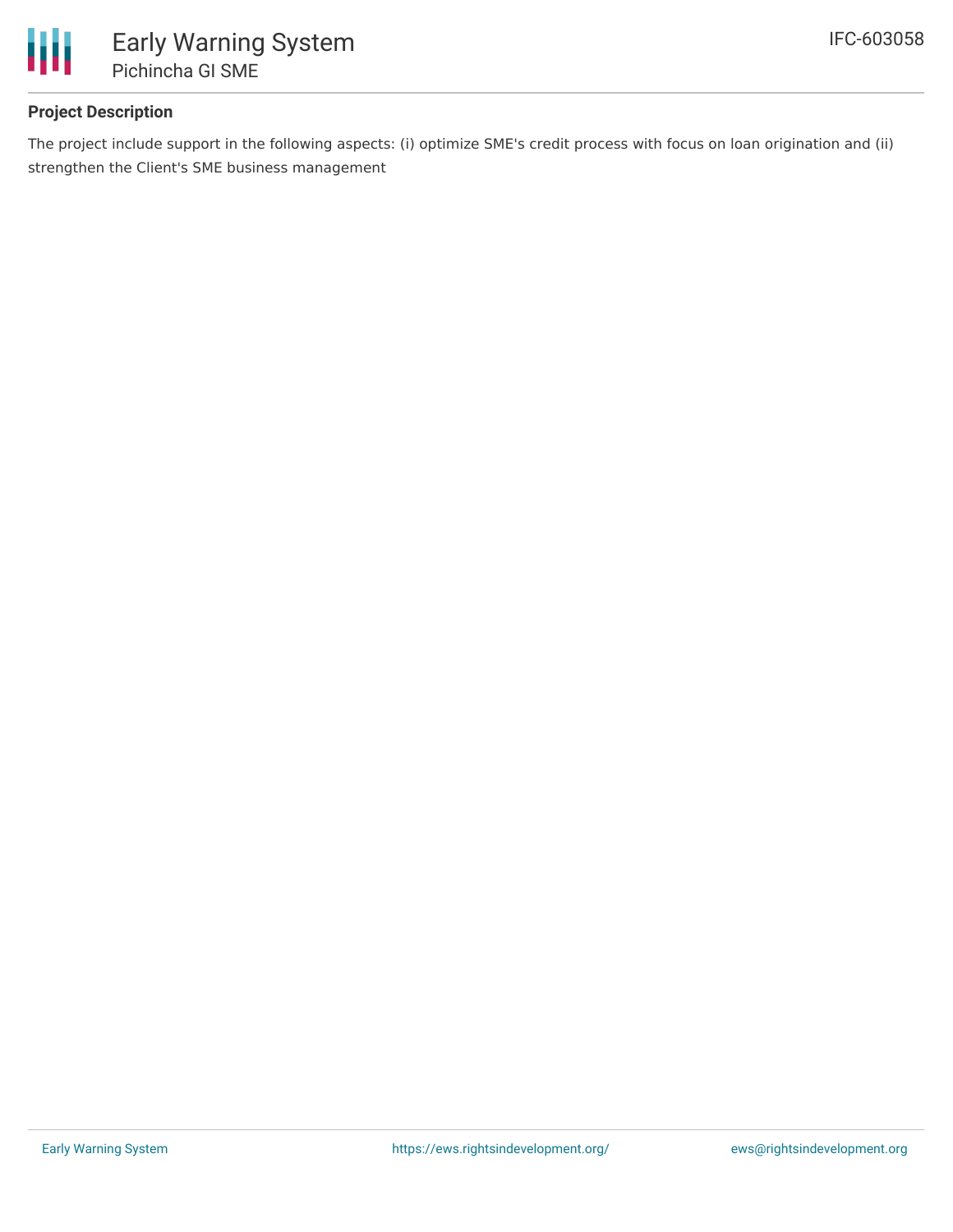## Project Description

The project include support in the following aspects: (i) optimize SME's credit process with focus on loan origination and (ii) strengthen the Client's SME business management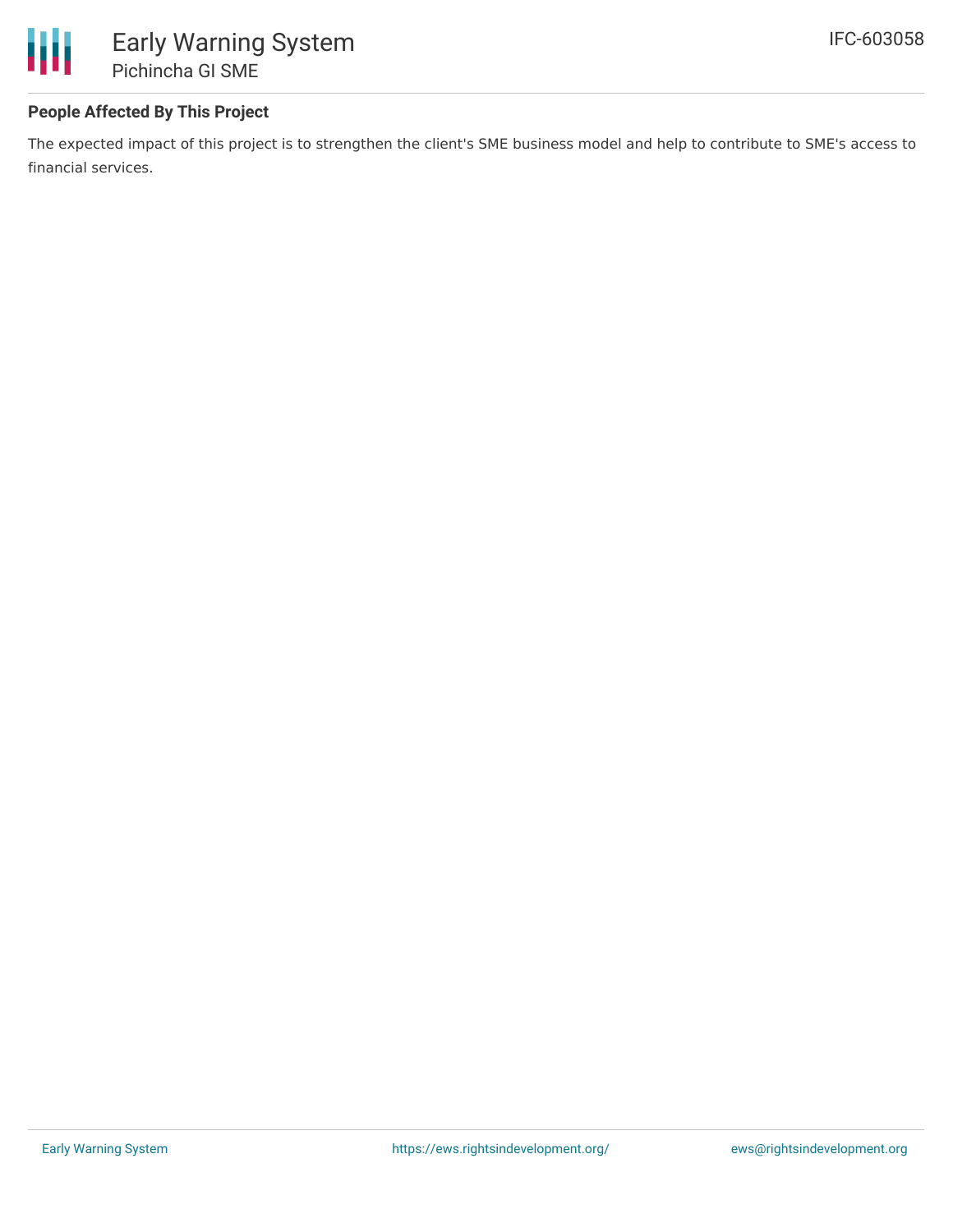### People Affected By This Project

The expected impact of this project is to strengthen the client's SME business model and help to contribute to SME's access to financial services.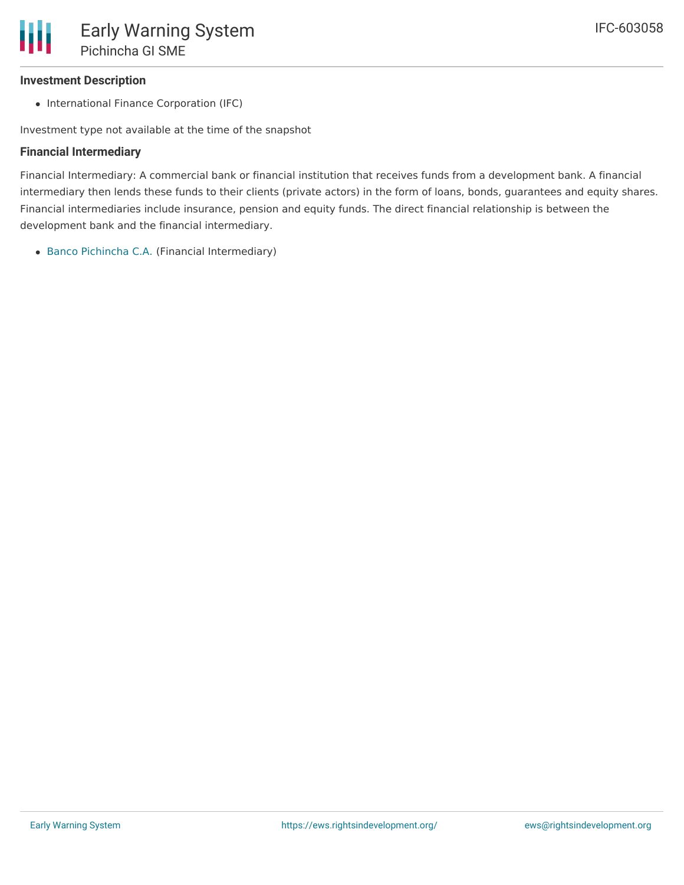### Investment Description

- International Finance Corporation (IFC)

Investment type not available at the time of the snapshot

### Financial Intermediary

Financial Intermediary: A commercial bank or financial institution that receives funds from a development bank. A financial intermediary then lends these funds to their clients (private actors) in the form of loans, bonds, guarantees and equity shares. Financial intermediaries include insurance, pension and equity funds. The direct financial relationship is between the development bank and the financial intermediary.

- Banco Pichincha C.A. (Financial Intermediary)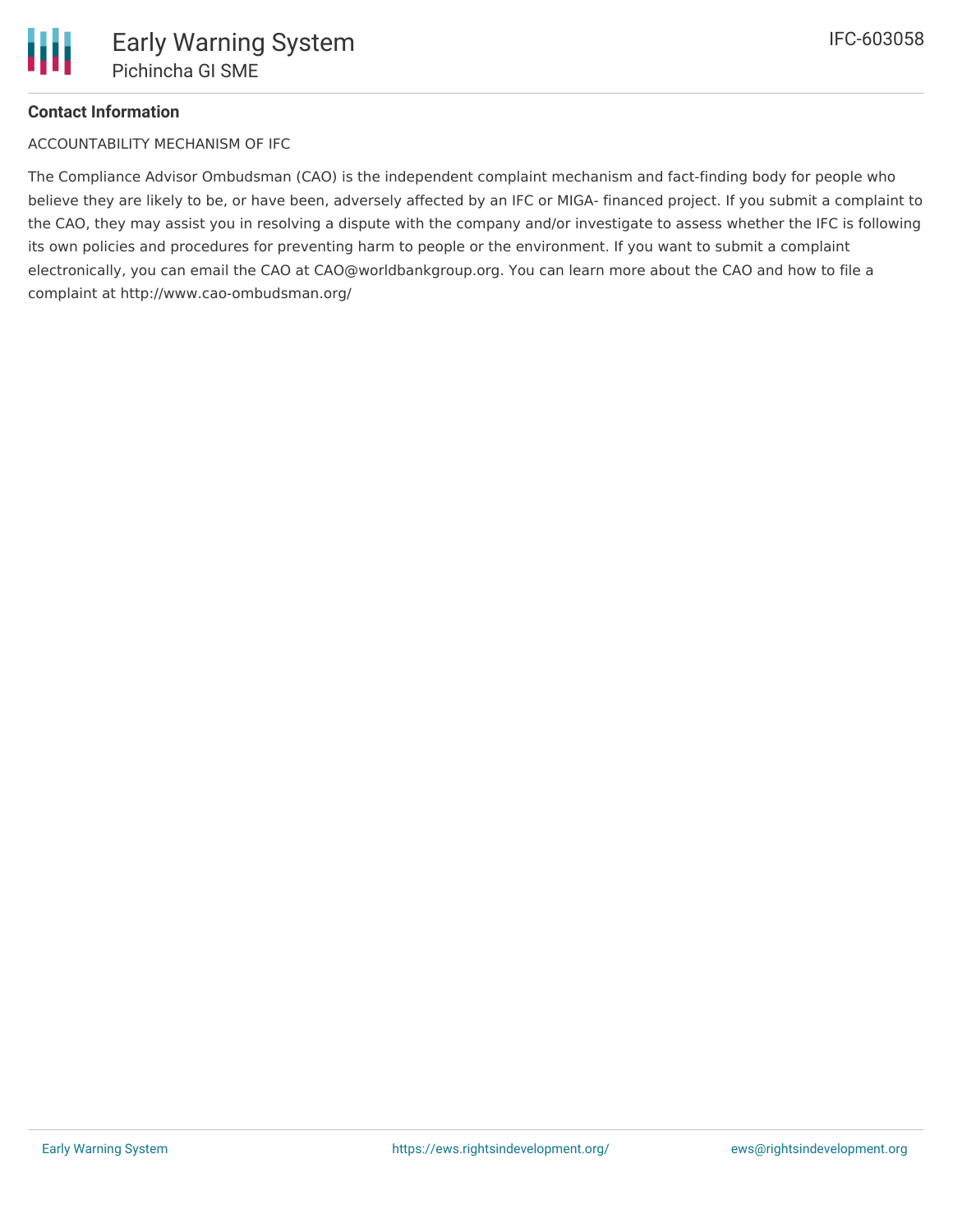**Contact Information**

ACCOUNTABILITY MECHANISM OF IFC

The Compliance Advisor Ombudsman (CAO) is the independent complaint mechanism and fact-finding body for people who believe they are likely to be, or have been, adversely affected by an IFC or MIGA- financed project. If you submit a complaint to the CAO, they may assist you in resolving a dispute with the company and/or investigate to assess whether the IFC is following its own policies and procedures for preventing harm to people or the environment. If you want to submit a complaint electronically, you can email the CAO at CAO@worldbankgroup.org. You can learn more about the CAO and how to file a complaint at http://www.cao-ombudsman.org/